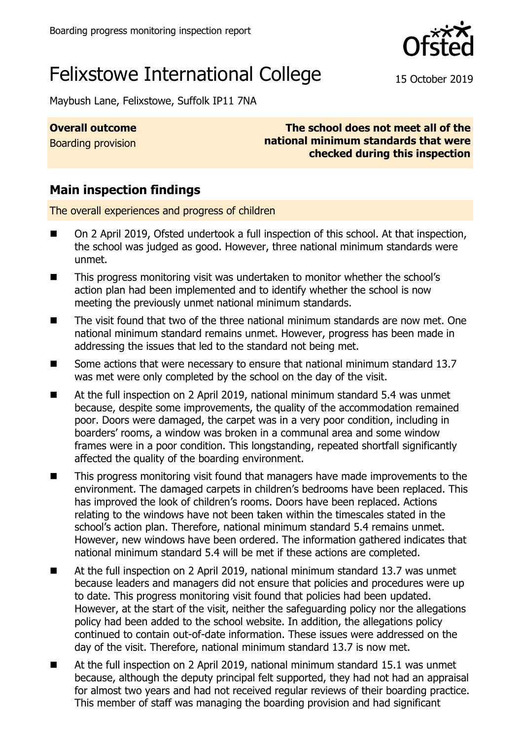Boarding progress monitoring inspection report

# Felixstowe International College

15 October 2019

Maybush Lane, Felixstowe, Suffolk IP11 7NA

| **Overall outcome** | |
| --- | --- |
| Boarding provision | **The school does not meet all of the national minimum standards that were checked during this inspection** |

## Main inspection findings

The overall experiences and progress of children

- On 2 April 2019, Ofsted undertook a full inspection of this school. At that inspection, the school was judged as good. However, three national minimum standards were unmet.
- This progress monitoring visit was undertaken to monitor whether the school's action plan had been implemented and to identify whether the school is now meeting the previously unmet national minimum standards.
- The visit found that two of the three national minimum standards are now met. One national minimum standard remains unmet. However, progress has been made in addressing the issues that led to the standard not being met.
- Some actions that were necessary to ensure that national minimum standard 13.7 was met were only completed by the school on the day of the visit.
- At the full inspection on 2 April 2019, national minimum standard 5.4 was unmet because, despite some improvements, the quality of the accommodation remained poor. Doors were damaged, the carpet was in a very poor condition, including in boarders' rooms, a window was broken in a communal area and some window frames were in a poor condition. This longstanding, repeated shortfall significantly affected the quality of the boarding environment.
- This progress monitoring visit found that managers have made improvements to the environment. The damaged carpets in children's bedrooms have been replaced. This has improved the look of children's rooms. Doors have been replaced. Actions relating to the windows have not been taken within the timescales stated in the school's action plan. Therefore, national minimum standard 5.4 remains unmet. However, new windows have been ordered. The information gathered indicates that national minimum standard 5.4 will be met if these actions are completed.
- At the full inspection on 2 April 2019, national minimum standard 13.7 was unmet because leaders and managers did not ensure that policies and procedures were up to date. This progress monitoring visit found that policies had been updated. However, at the start of the visit, neither the safeguarding policy nor the allegations policy had been added to the school website. In addition, the allegations policy continued to contain out-of-date information. These issues were addressed on the day of the visit. Therefore, national minimum standard 13.7 is now met.
- At the full inspection on 2 April 2019, national minimum standard 15.1 was unmet because, although the deputy principal felt supported, they had not had an appraisal for almost two years and had not received regular reviews of their boarding practice. This member of staff was managing the boarding provision and had significant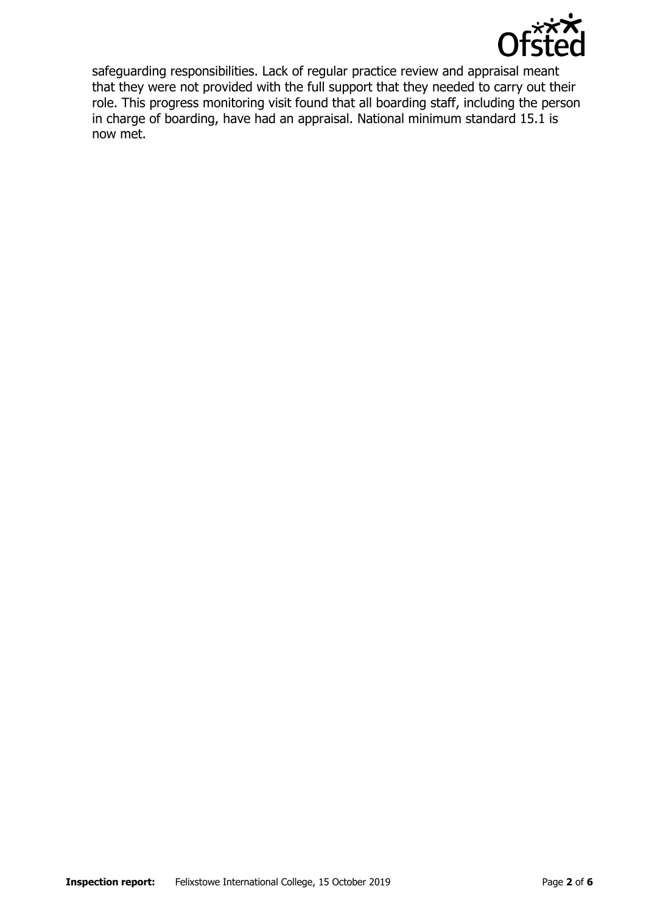safeguarding responsibilities. Lack of regular practice review and appraisal meant that they were not provided with the full support that they needed to carry out their role. This progress monitoring visit found that all boarding staff, including the person in charge of boarding, have had an appraisal. National minimum standard 15.1 is now met.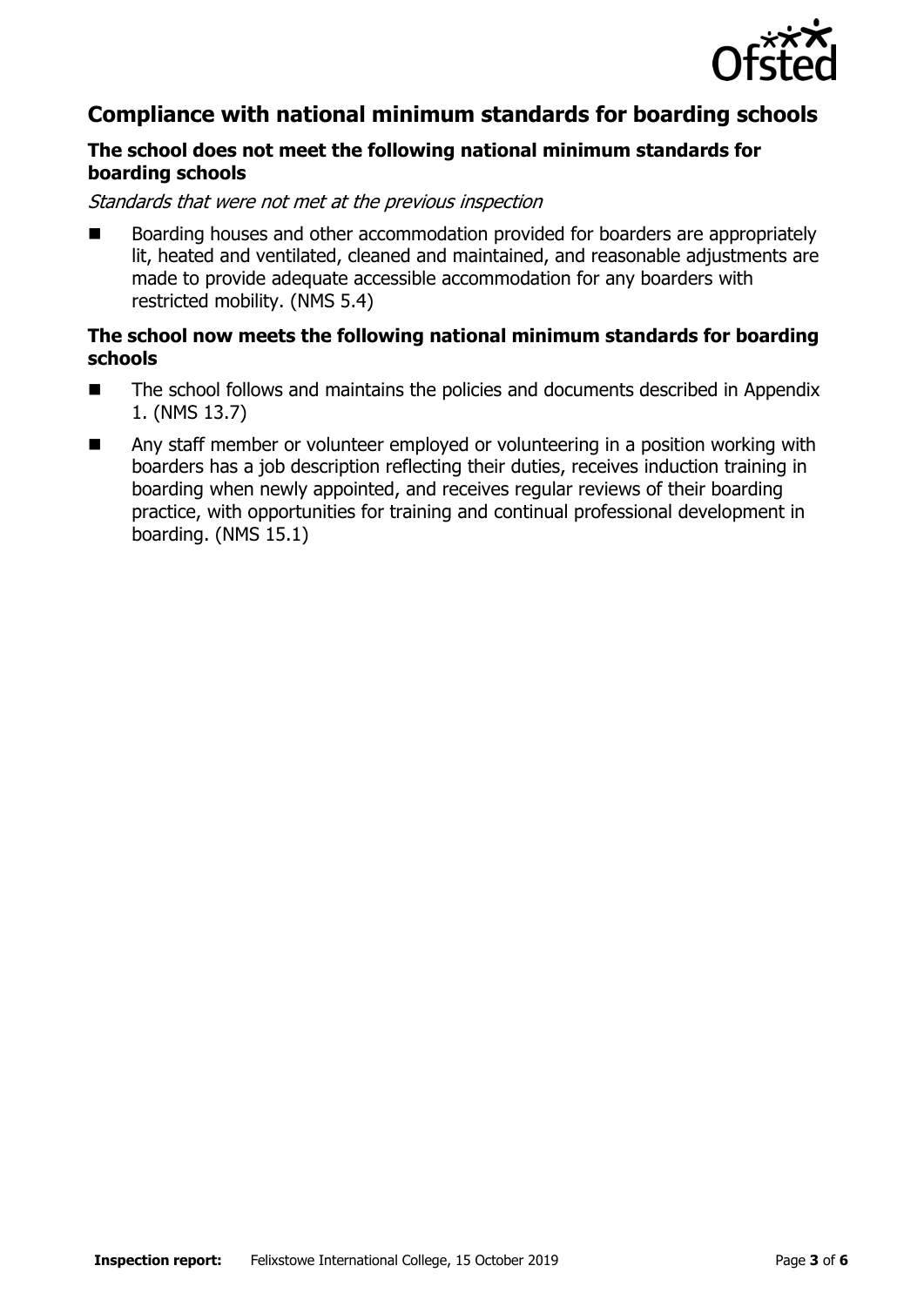## Compliance with national minimum standards for boarding schools

### The school does not meet the following national minimum standards for boarding schools

*Standards that were not met at the previous inspection*

- Boarding houses and other accommodation provided for boarders are appropriately lit, heated and ventilated, cleaned and maintained, and reasonable adjustments are made to provide adequate accessible accommodation for any boarders with restricted mobility. (NMS 5.4)

### The school now meets the following national minimum standards for boarding schools

- The school follows and maintains the policies and documents described in Appendix 1. (NMS 13.7)
- Any staff member or volunteer employed or volunteering in a position working with boarders has a job description reflecting their duties, receives induction training in boarding when newly appointed, and receives regular reviews of their boarding practice, with opportunities for training and continual professional development in boarding. (NMS 15.1)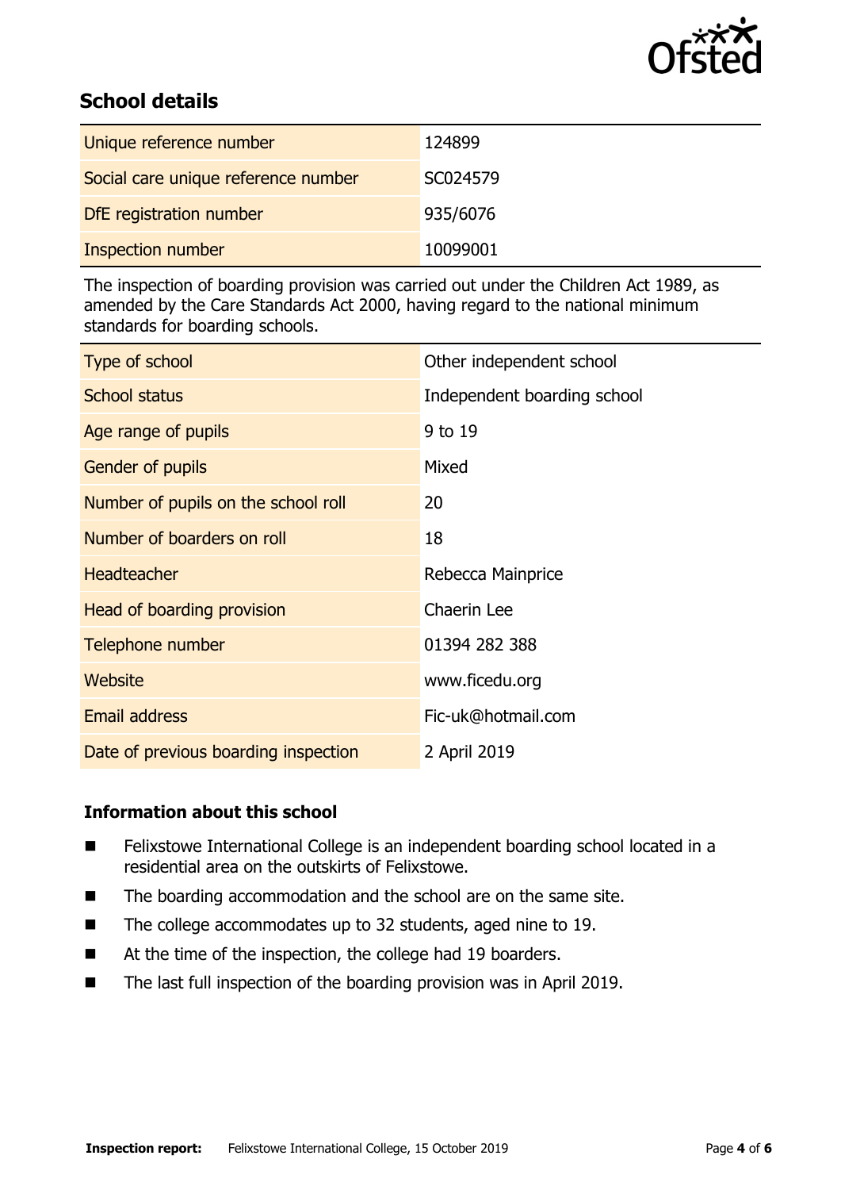## School details

| | |
|---|---|
| Unique reference number | 124899 |
| Social care unique reference number | SC024579 |
| DfE registration number | 935/6076 |
| Inspection number | 10099001 |

The inspection of boarding provision was carried out under the Children Act 1989, as amended by the Care Standards Act 2000, having regard to the national minimum standards for boarding schools.

| | |
|---|---|
| Type of school | Other independent school |
| School status | Independent boarding school |
| Age range of pupils | 9 to 19 |
| Gender of pupils | Mixed |
| Number of pupils on the school roll | 20 |
| Number of boarders on roll | 18 |
| Headteacher | Rebecca Mainprice |
| Head of boarding provision | Chaerin Lee |
| Telephone number | 01394 282 388 |
| Website | www.ficedu.org |
| Email address | Fic-uk@hotmail.com |
| Date of previous boarding inspection | 2 April 2019 |

### Information about this school

- Felixstowe International College is an independent boarding school located in a residential area on the outskirts of Felixstowe.
- The boarding accommodation and the school are on the same site.
- The college accommodates up to 32 students, aged nine to 19.
- At the time of the inspection, the college had 19 boarders.
- The last full inspection of the boarding provision was in April 2019.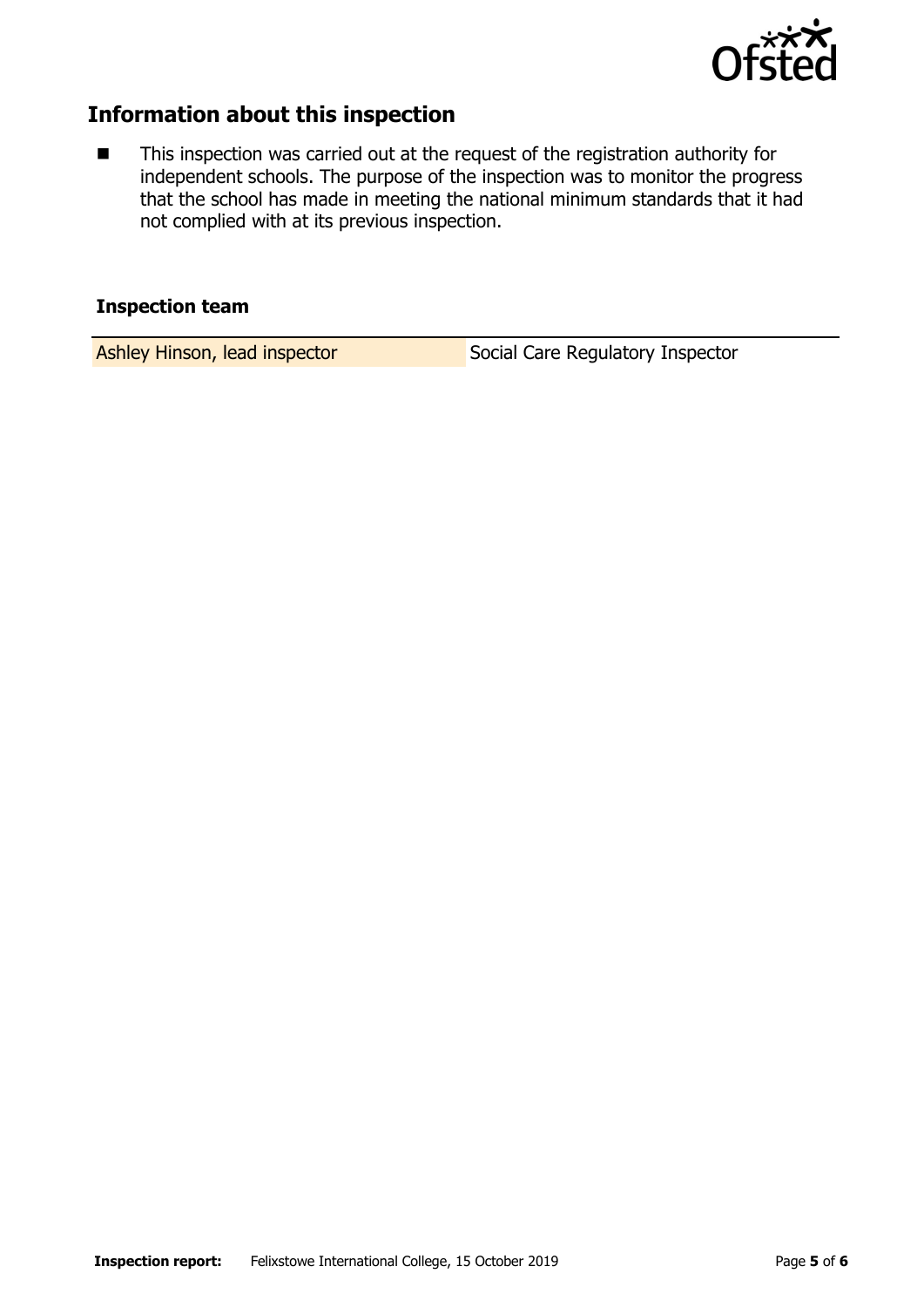## Information about this inspection

- This inspection was carried out at the request of the registration authority for independent schools. The purpose of the inspection was to monitor the progress that the school has made in meeting the national minimum standards that it had not complied with at its previous inspection.

### Inspection team

| | |
|---|---|
| Ashley Hinson, lead inspector | Social Care Regulatory Inspector |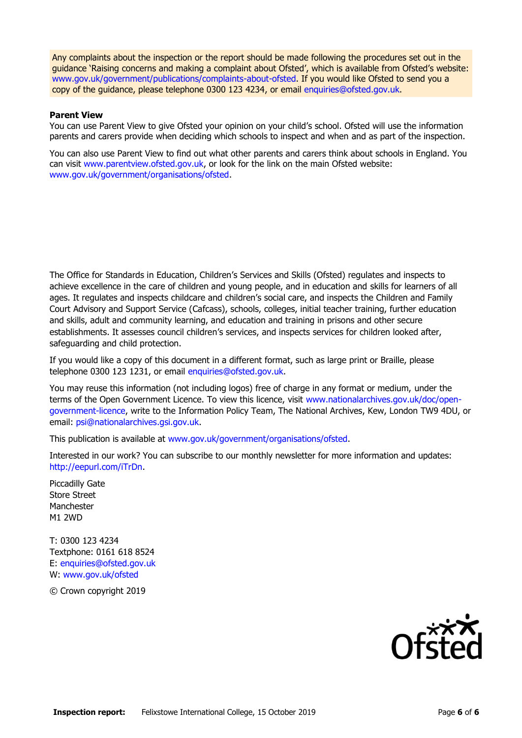Any complaints about the inspection or the report should be made following the procedures set out in the guidance 'Raising concerns and making a complaint about Ofsted', which is available from Ofsted's website: www.gov.uk/government/publications/complaints-about-ofsted. If you would like Ofsted to send you a copy of the guidance, please telephone 0300 123 4234, or email enquiries@ofsted.gov.uk.

**Parent View**

You can use Parent View to give Ofsted your opinion on your child's school. Ofsted will use the information parents and carers provide when deciding which schools to inspect and when and as part of the inspection.

You can also use Parent View to find out what other parents and carers think about schools in England. You can visit www.parentview.ofsted.gov.uk, or look for the link on the main Ofsted website: www.gov.uk/government/organisations/ofsted.

The Office for Standards in Education, Children's Services and Skills (Ofsted) regulates and inspects to achieve excellence in the care of children and young people, and in education and skills for learners of all ages. It regulates and inspects childcare and children's social care, and inspects the Children and Family Court Advisory and Support Service (Cafcass), schools, colleges, initial teacher training, further education and skills, adult and community learning, and education and training in prisons and other secure establishments. It assesses council children's services, and inspects services for children looked after, safeguarding and child protection.

If you would like a copy of this document in a different format, such as large print or Braille, please telephone 0300 123 1231, or email enquiries@ofsted.gov.uk.

You may reuse this information (not including logos) free of charge in any format or medium, under the terms of the Open Government Licence. To view this licence, visit www.nationalarchives.gov.uk/doc/open-government-licence, write to the Information Policy Team, The National Archives, Kew, London TW9 4DU, or email: psi@nationalarchives.gsi.gov.uk.

This publication is available at www.gov.uk/government/organisations/ofsted.

Interested in our work? You can subscribe to our monthly newsletter for more information and updates: http://eepurl.com/iTrDn.

Piccadilly Gate
Store Street
Manchester
M1 2WD

T: 0300 123 4234
Textphone: 0161 618 8524
E: enquiries@ofsted.gov.uk
W: www.gov.uk/ofsted

© Crown copyright 2019